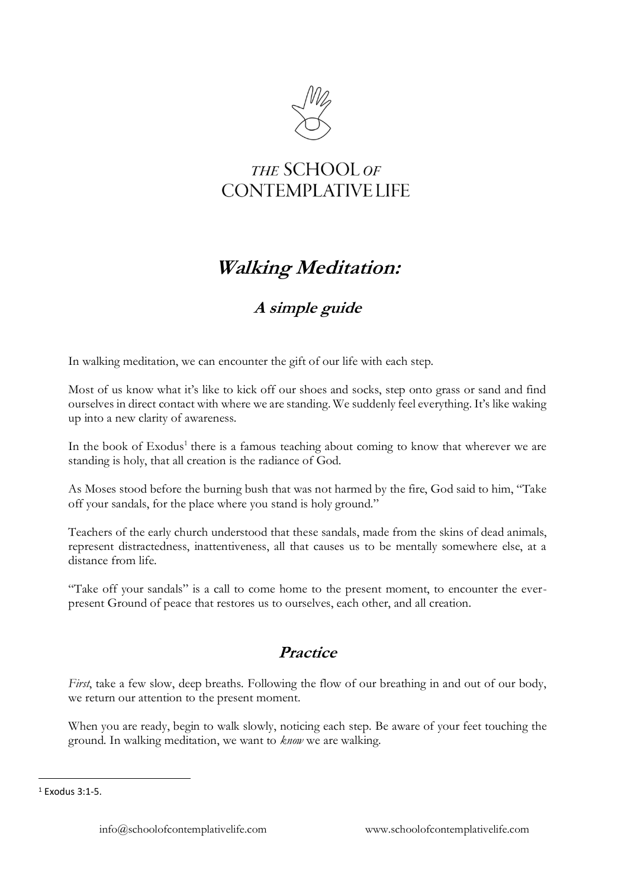*THE* SCHOOL *OF* CONTEMPLATIVE LIFE

# *Walking Meditation:*

## *A simple guide*

In walking meditation, we can encounter the gift of our life with each step.

Most of us know what it's like to kick off our shoes and socks, step onto grass or sand and find ourselves in direct contact with where we are standing. We suddenly feel everything. It's like waking up into a new clarity of awareness.

In the book of Exodus[1] there is a famous teaching about coming to know that wherever we are standing is holy, that all creation is the radiance of God.

As Moses stood before the burning bush that was not harmed by the fire, God said to him, "Take off your sandals, for the place where you stand is holy ground."

Teachers of the early church understood that these sandals, made from the skins of dead animals, represent distractedness, inattentiveness, all that causes us to be mentally somewhere else, at a distance from life.

"Take off your sandals" is a call to come home to the present moment, to encounter the ever-present Ground of peace that restores us to ourselves, each other, and all creation.

## *Practice*

*First*, take a few slow, deep breaths. Following the flow of our breathing in and out of our body, we return our attention to the present moment.

When you are ready, begin to walk slowly, noticing each step. Be aware of your feet touching the ground. In walking meditation, we want to *know* we are walking.

---

[1] Exodus 3:1-5.

info@schoolofcontemplativelife.com www.schoolofcontemplativelife.com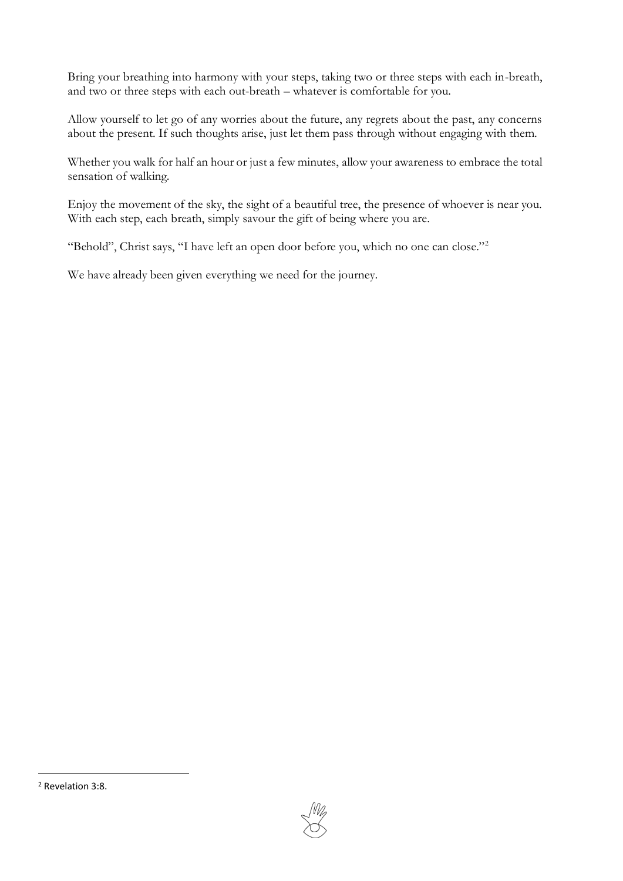Bring your breathing into harmony with your steps, taking two or three steps with each in-breath, and two or three steps with each out-breath – whatever is comfortable for you.

Allow yourself to let go of any worries about the future, any regrets about the past, any concerns about the present. If such thoughts arise, just let them pass through without engaging with them.

Whether you walk for half an hour or just a few minutes, allow your awareness to embrace the total sensation of walking.

Enjoy the movement of the sky, the sight of a beautiful tree, the presence of whoever is near you. With each step, each breath, simply savour the gift of being where you are.

"Behold", Christ says, "I have left an open door before you, which no one can close."[2]

We have already been given everything we need for the journey.

---

[2] Revelation 3:8.